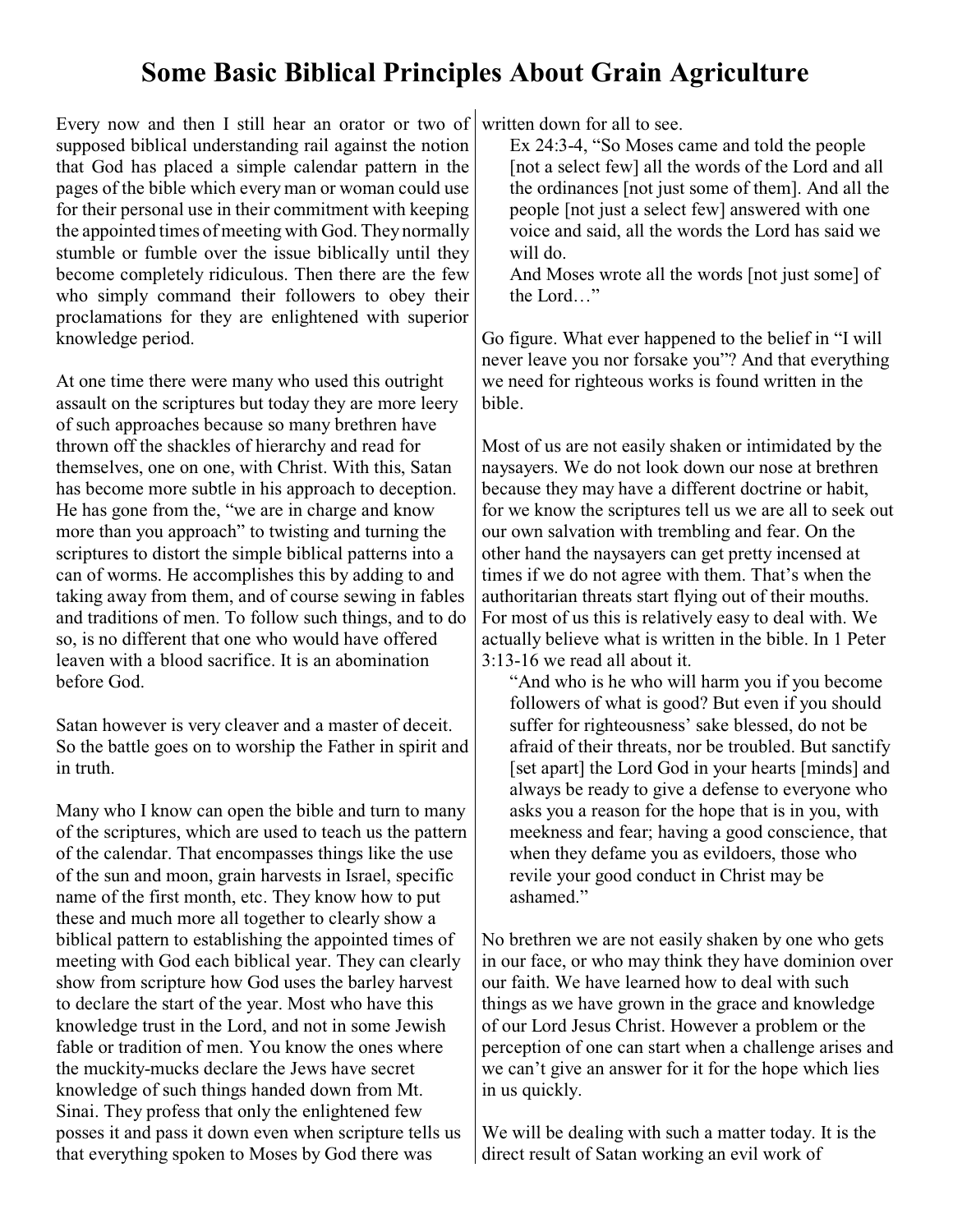# Some Basic Biblical Principles About Grain Agriculture

Every now and then I still hear an orator or two of supposed biblical understanding rail against the notion that God has placed a simple calendar pattern in the pages of the bible which every man or woman could use for their personal use in their commitment with keeping the appointed times of meeting with God. They normally stumble or fumble over the issue biblically until they become completely ridiculous. Then there are the few who simply command their followers to obey their proclamations for they are enlightened with superior knowledge period.

At one time there were many who used this outright assault on the scriptures but today they are more leery of such approaches because so many brethren have thrown off the shackles of hierarchy and read for themselves, one on one, with Christ. With this, Satan has become more subtle in his approach to deception. He has gone from the, "we are in charge and know more than you approach" to twisting and turning the scriptures to distort the simple biblical patterns into a can of worms. He accomplishes this by adding to and taking away from them, and of course sewing in fables and traditions of men. To follow such things, and to do so, is no different that one who would have offered leaven with a blood sacrifice. It is an abomination before God.

Satan however is very cleaver and a master of deceit. So the battle goes on to worship the Father in spirit and in truth.

Many who I know can open the bible and turn to many of the scriptures, which are used to teach us the pattern of the calendar. That encompasses things like the use of the sun and moon, grain harvests in Israel, specific name of the first month, etc. They know how to put these and much more all together to clearly show a biblical pattern to establishing the appointed times of meeting with God each biblical year. They can clearly show from scripture how God uses the barley harvest to declare the start of the year. Most who have this knowledge trust in the Lord, and not in some Jewish fable or tradition of men. You know the ones where the muckity-mucks declare the Jews have secret knowledge of such things handed down from Mt. Sinai. They profess that only the enlightened few posses it and pass it down even when scripture tells us that everything spoken to Moses by God there was written down for all to see.

> Ex 24:3-4, "So Moses came and told the people [not a select few] all the words of the Lord and all the ordinances [not just some of them]. And all the people [not just a select few] answered with one voice and said, all the words the Lord has said we will do.
> And Moses wrote all the words [not just some] of the Lord…"

Go figure. What ever happened to the belief in "I will never leave you nor forsake you"? And that everything we need for righteous works is found written in the bible.

Most of us are not easily shaken or intimidated by the naysayers. We do not look down our nose at brethren because they may have a different doctrine or habit, for we know the scriptures tell us we are all to seek out our own salvation with trembling and fear. On the other hand the naysayers can get pretty incensed at times if we do not agree with them. That's when the authoritarian threats start flying out of their mouths. For most of us this is relatively easy to deal with. We actually believe what is written in the bible. In 1 Peter 3:13-16 we read all about it.

> "And who is he who will harm you if you become followers of what is good? But even if you should suffer for righteousness' sake blessed, do not be afraid of their threats, nor be troubled. But sanctify [set apart] the Lord God in your hearts [minds] and always be ready to give a defense to everyone who asks you a reason for the hope that is in you, with meekness and fear; having a good conscience, that when they defame you as evildoers, those who revile your good conduct in Christ may be ashamed."

No brethren we are not easily shaken by one who gets in our face, or who may think they have dominion over our faith. We have learned how to deal with such things as we have grown in the grace and knowledge of our Lord Jesus Christ. However a problem or the perception of one can start when a challenge arises and we can't give an answer for it for the hope which lies in us quickly.

We will be dealing with such a matter today. It is the direct result of Satan working an evil work of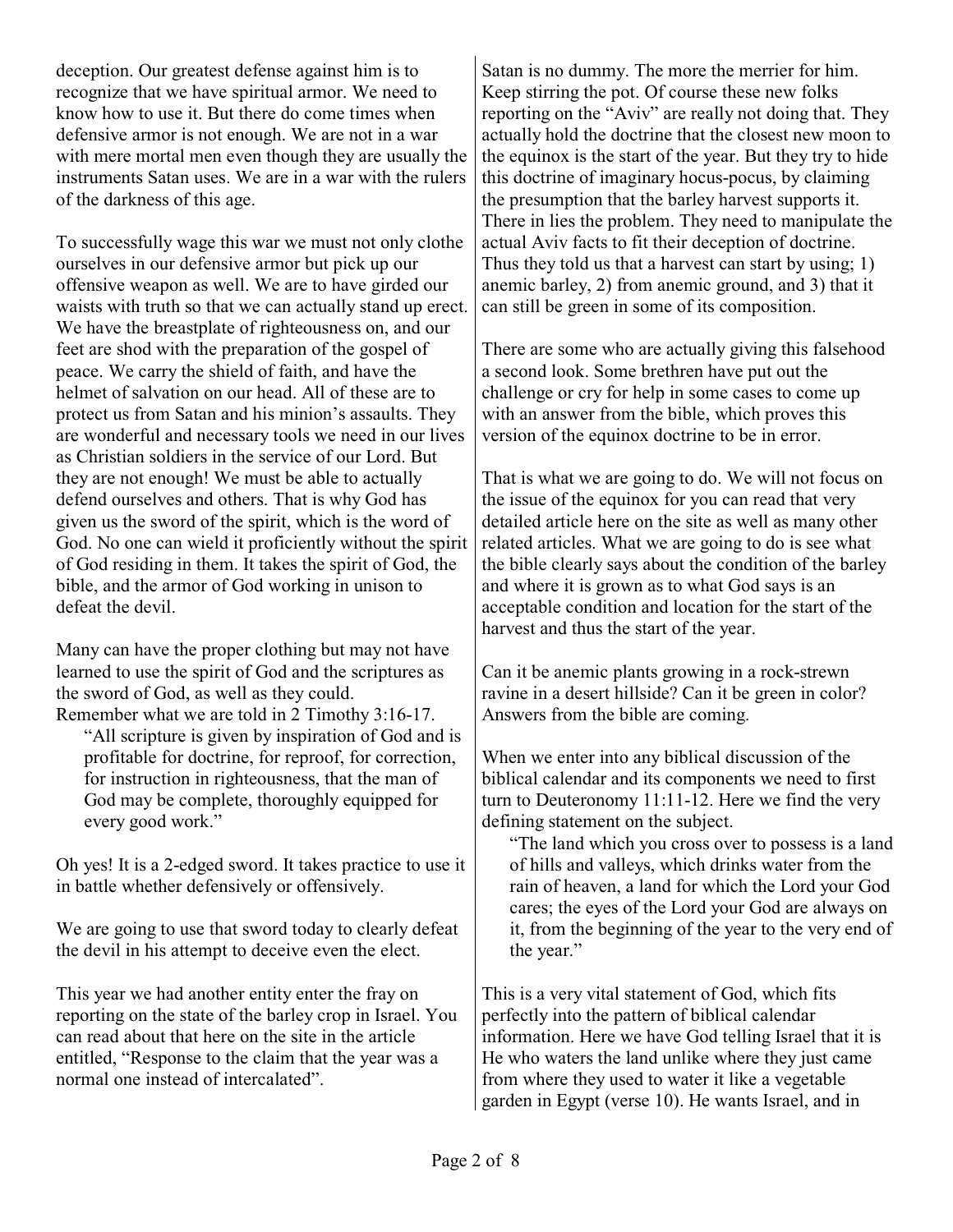deception. Our greatest defense against him is to recognize that we have spiritual armor. We need to know how to use it. But there do come times when defensive armor is not enough. We are not in a war with mere mortal men even though they are usually the instruments Satan uses. We are in a war with the rulers of the darkness of this age.

To successfully wage this war we must not only clothe ourselves in our defensive armor but pick up our offensive weapon as well. We are to have girded our waists with truth so that we can actually stand up erect. We have the breastplate of righteousness on, and our feet are shod with the preparation of the gospel of peace. We carry the shield of faith, and have the helmet of salvation on our head. All of these are to protect us from Satan and his minion's assaults. They are wonderful and necessary tools we need in our lives as Christian soldiers in the service of our Lord. But they are not enough! We must be able to actually defend ourselves and others. That is why God has given us the sword of the spirit, which is the word of God. No one can wield it proficiently without the spirit of God residing in them. It takes the spirit of God, the bible, and the armor of God working in unison to defeat the devil.

Many can have the proper clothing but may not have learned to use the spirit of God and the scriptures as the sword of God, as well as they could.
Remember what we are told in 2 Timothy 3:16-17.

> "All scripture is given by inspiration of God and is profitable for doctrine, for reproof, for correction, for instruction in righteousness, that the man of God may be complete, thoroughly equipped for every good work."

Oh yes! It is a 2-edged sword. It takes practice to use it in battle whether defensively or offensively.

We are going to use that sword today to clearly defeat the devil in his attempt to deceive even the elect.

This year we had another entity enter the fray on reporting on the state of the barley crop in Israel. You can read about that here on the site in the article entitled, "Response to the claim that the year was a normal one instead of intercalated".

Satan is no dummy. The more the merrier for him. Keep stirring the pot. Of course these new folks reporting on the "Aviv" are really not doing that. They actually hold the doctrine that the closest new moon to the equinox is the start of the year. But they try to hide this doctrine of imaginary hocus-pocus, by claiming the presumption that the barley harvest supports it. There in lies the problem. They need to manipulate the actual Aviv facts to fit their deception of doctrine. Thus they told us that a harvest can start by using; 1) anemic barley, 2) from anemic ground, and 3) that it can still be green in some of its composition.

There are some who are actually giving this falsehood a second look. Some brethren have put out the challenge or cry for help in some cases to come up with an answer from the bible, which proves this version of the equinox doctrine to be in error.

That is what we are going to do. We will not focus on the issue of the equinox for you can read that very detailed article here on the site as well as many other related articles. What we are going to do is see what the bible clearly says about the condition of the barley and where it is grown as to what God says is an acceptable condition and location for the start of the harvest and thus the start of the year.

Can it be anemic plants growing in a rock-strewn ravine in a desert hillside? Can it be green in color? Answers from the bible are coming.

When we enter into any biblical discussion of the biblical calendar and its components we need to first turn to Deuteronomy 11:11-12. Here we find the very defining statement on the subject.

> "The land which you cross over to possess is a land of hills and valleys, which drinks water from the rain of heaven, a land for which the Lord your God cares; the eyes of the Lord your God are always on it, from the beginning of the year to the very end of the year."

This is a very vital statement of God, which fits perfectly into the pattern of biblical calendar information. Here we have God telling Israel that it is He who waters the land unlike where they just came from where they used to water it like a vegetable garden in Egypt (verse 10). He wants Israel, and in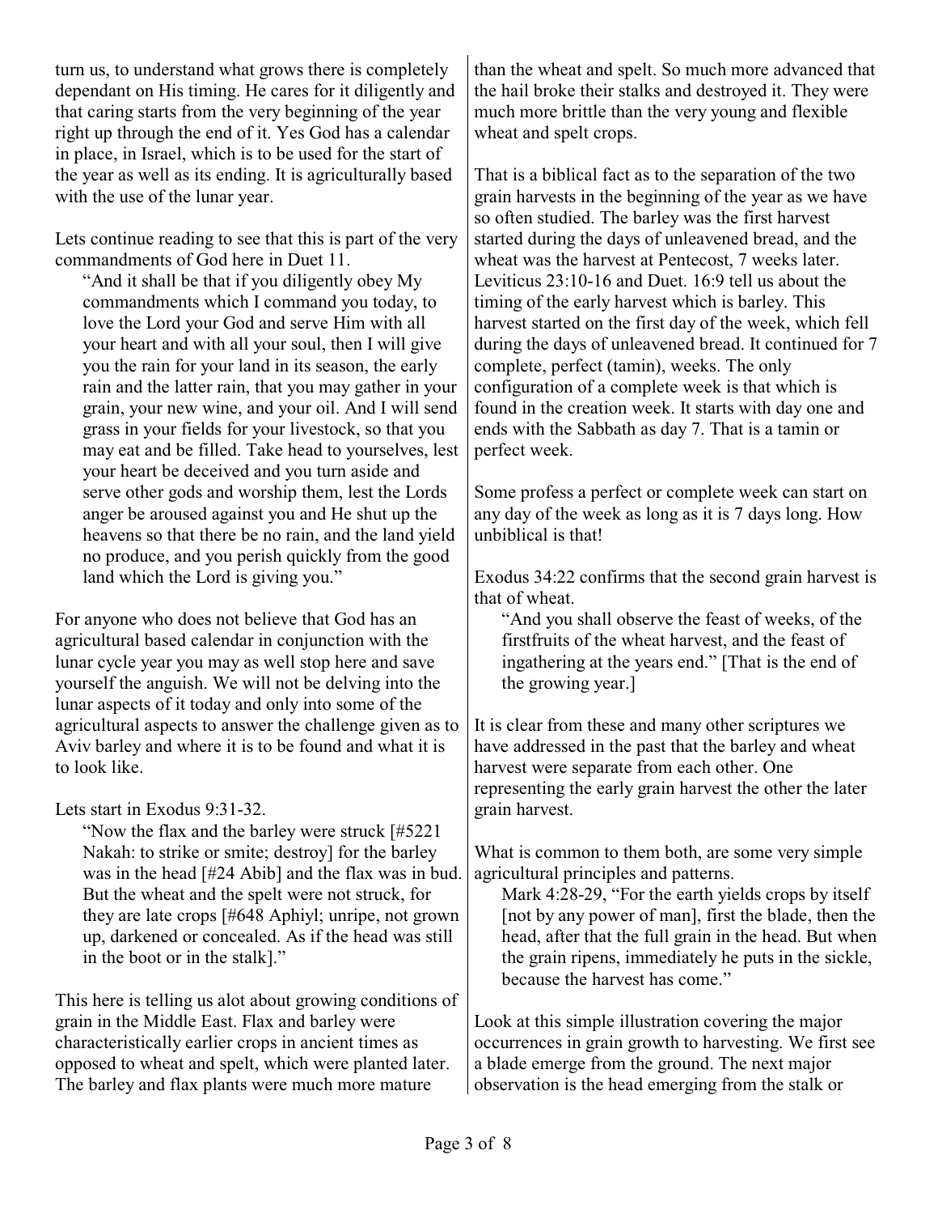turn us, to understand what grows there is completely dependant on His timing. He cares for it diligently and that caring starts from the very beginning of the year right up through the end of it. Yes God has a calendar in place, in Israel, which is to be used for the start of the year as well as its ending. It is agriculturally based with the use of the lunar year.

Lets continue reading to see that this is part of the very commandments of God here in Duet 11.

> "And it shall be that if you diligently obey My commandments which I command you today, to love the Lord your God and serve Him with all your heart and with all your soul, then I will give you the rain for your land in its season, the early rain and the latter rain, that you may gather in your grain, your new wine, and your oil. And I will send grass in your fields for your livestock, so that you may eat and be filled. Take head to yourselves, lest your heart be deceived and you turn aside and serve other gods and worship them, lest the Lords anger be aroused against you and He shut up the heavens so that there be no rain, and the land yield no produce, and you perish quickly from the good land which the Lord is giving you."

For anyone who does not believe that God has an agricultural based calendar in conjunction with the lunar cycle year you may as well stop here and save yourself the anguish. We will not be delving into the lunar aspects of it today and only into some of the agricultural aspects to answer the challenge given as to Aviv barley and where it is to be found and what it is to look like.

Lets start in Exodus 9:31-32.

> "Now the flax and the barley were struck [#5221 Nakah: to strike or smite; destroy] for the barley was in the head [#24 Abib] and the flax was in bud. But the wheat and the spelt were not struck, for they are late crops [#648 Aphiyl; unripe, not grown up, darkened or concealed. As if the head was still in the boot or in the stalk]."

This here is telling us alot about growing conditions of grain in the Middle East. Flax and barley were characteristically earlier crops in ancient times as opposed to wheat and spelt, which were planted later. The barley and flax plants were much more mature than the wheat and spelt. So much more advanced that the hail broke their stalks and destroyed it. They were much more brittle than the very young and flexible wheat and spelt crops.

That is a biblical fact as to the separation of the two grain harvests in the beginning of the year as we have so often studied. The barley was the first harvest started during the days of unleavened bread, and the wheat was the harvest at Pentecost, 7 weeks later. Leviticus 23:10-16 and Duet. 16:9 tell us about the timing of the early harvest which is barley. This harvest started on the first day of the week, which fell during the days of unleavened bread. It continued for 7 complete, perfect (tamin), weeks. The only configuration of a complete week is that which is found in the creation week. It starts with day one and ends with the Sabbath as day 7. That is a tamin or perfect week.

Some profess a perfect or complete week can start on any day of the week as long as it is 7 days long. How unbiblical is that!

Exodus 34:22 confirms that the second grain harvest is that of wheat.

> "And you shall observe the feast of weeks, of the firstfruits of the wheat harvest, and the feast of ingathering at the years end." [That is the end of the growing year.]

It is clear from these and many other scriptures we have addressed in the past that the barley and wheat harvest were separate from each other. One representing the early grain harvest the other the later grain harvest.

What is common to them both, are some very simple agricultural principles and patterns.

> Mark 4:28-29, "For the earth yields crops by itself [not by any power of man], first the blade, then the head, after that the full grain in the head. But when the grain ripens, immediately he puts in the sickle, because the harvest has come."

Look at this simple illustration covering the major occurrences in grain growth to harvesting. We first see a blade emerge from the ground. The next major observation is the head emerging from the stalk or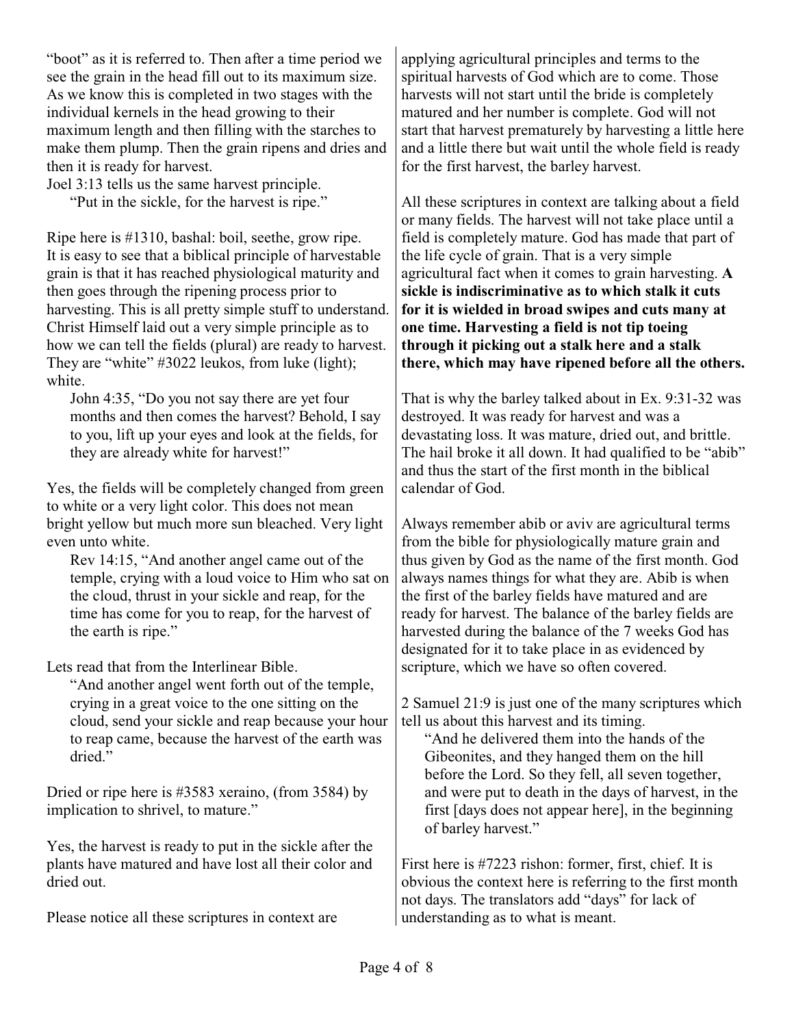"boot" as it is referred to. Then after a time period we see the grain in the head fill out to its maximum size. As we know this is completed in two stages with the individual kernels in the head growing to their maximum length and then filling with the starches to make them plump. Then the grain ripens and dries and then it is ready for harvest.

Joel 3:13 tells us the same harvest principle.

> "Put in the sickle, for the harvest is ripe."

Ripe here is #1310, bashal: boil, seethe, grow ripe. It is easy to see that a biblical principle of harvestable grain is that it has reached physiological maturity and then goes through the ripening process prior to harvesting. This is all pretty simple stuff to understand. Christ Himself laid out a very simple principle as to how we can tell the fields (plural) are ready to harvest. They are "white" #3022 leukos, from luke (light); white.

> John 4:35, "Do you not say there are yet four months and then comes the harvest? Behold, I say to you, lift up your eyes and look at the fields, for they are already white for harvest!"

Yes, the fields will be completely changed from green to white or a very light color. This does not mean bright yellow but much more sun bleached. Very light even unto white.

> Rev 14:15, "And another angel came out of the temple, crying with a loud voice to Him who sat on the cloud, thrust in your sickle and reap, for the time has come for you to reap, for the harvest of the earth is ripe."

Lets read that from the Interlinear Bible.

> "And another angel went forth out of the temple, crying in a great voice to the one sitting on the cloud, send your sickle and reap because your hour to reap came, because the harvest of the earth was dried."

Dried or ripe here is #3583 xeraino, (from 3584) by implication to shrivel, to mature."

Yes, the harvest is ready to put in the sickle after the plants have matured and have lost all their color and dried out.

Please notice all these scriptures in context are applying agricultural principles and terms to the spiritual harvests of God which are to come. Those harvests will not start until the bride is completely matured and her number is complete. God will not start that harvest prematurely by harvesting a little here and a little there but wait until the whole field is ready for the first harvest, the barley harvest.

All these scriptures in context are talking about a field or many fields. The harvest will not take place until a field is completely mature. God has made that part of the life cycle of grain. That is a very simple agricultural fact when it comes to grain harvesting. **A sickle is indiscriminative as to which stalk it cuts for it is wielded in broad swipes and cuts many at one time. Harvesting a field is not tip toeing through it picking out a stalk here and a stalk there, which may have ripened before all the others.**

That is why the barley talked about in Ex. 9:31-32 was destroyed. It was ready for harvest and was a devastating loss. It was mature, dried out, and brittle. The hail broke it all down. It had qualified to be "abib" and thus the start of the first month in the biblical calendar of God.

Always remember abib or aviv are agricultural terms from the bible for physiologically mature grain and thus given by God as the name of the first month. God always names things for what they are. Abib is when the first of the barley fields have matured and are ready for harvest. The balance of the barley fields are harvested during the balance of the 7 weeks God has designated for it to take place in as evidenced by scripture, which we have so often covered.

2 Samuel 21:9 is just one of the many scriptures which tell us about this harvest and its timing.

> "And he delivered them into the hands of the Gibeonites, and they hanged them on the hill before the Lord. So they fell, all seven together, and were put to death in the days of harvest, in the first [days does not appear here], in the beginning of barley harvest."

First here is #7223 rishon: former, first, chief. It is obvious the context here is referring to the first month not days. The translators add "days" for lack of understanding as to what is meant.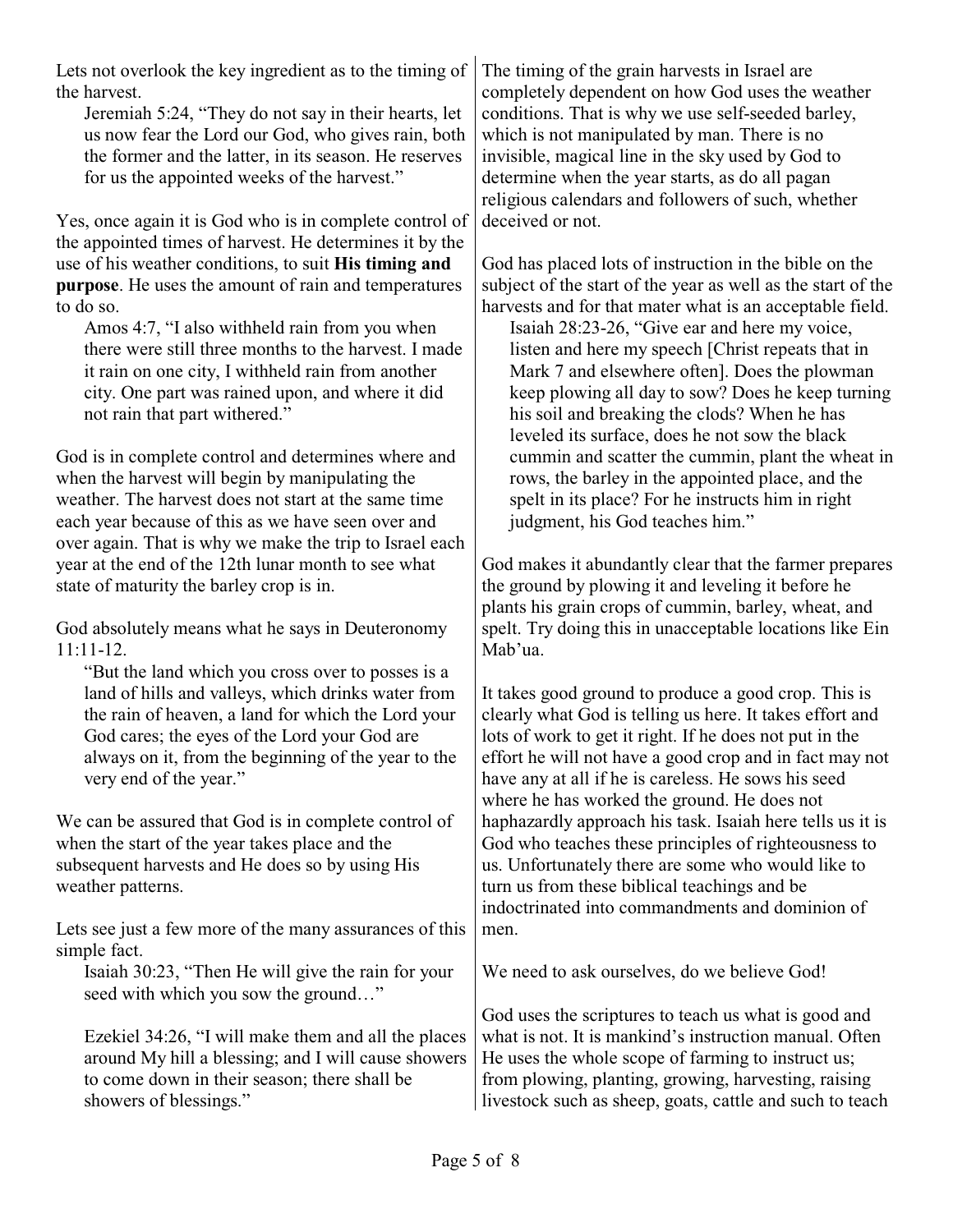Lets not overlook the key ingredient as to the timing of the harvest.

> Jeremiah 5:24, "They do not say in their hearts, let us now fear the Lord our God, who gives rain, both the former and the latter, in its season. He reserves for us the appointed weeks of the harvest."

Yes, once again it is God who is in complete control of the appointed times of harvest. He determines it by the use of his weather conditions, to suit **His timing and purpose**. He uses the amount of rain and temperatures to do so.

> Amos 4:7, "I also withheld rain from you when there were still three months to the harvest. I made it rain on one city, I withheld rain from another city. One part was rained upon, and where it did not rain that part withered."

God is in complete control and determines where and when the harvest will begin by manipulating the weather. The harvest does not start at the same time each year because of this as we have seen over and over again. That is why we make the trip to Israel each year at the end of the 12th lunar month to see what state of maturity the barley crop is in.

God absolutely means what he says in Deuteronomy 11:11-12.

> "But the land which you cross over to posses is a land of hills and valleys, which drinks water from the rain of heaven, a land for which the Lord your God cares; the eyes of the Lord your God are always on it, from the beginning of the year to the very end of the year."

We can be assured that God is in complete control of when the start of the year takes place and the subsequent harvests and He does so by using His weather patterns.

Lets see just a few more of the many assurances of this simple fact.

> Isaiah 30:23, "Then He will give the rain for your seed with which you sow the ground…"
>
> Ezekiel 34:26, "I will make them and all the places around My hill a blessing; and I will cause showers to come down in their season; there shall be showers of blessings."

The timing of the grain harvests in Israel are completely dependent on how God uses the weather conditions. That is why we use self-seeded barley, which is not manipulated by man. There is no invisible, magical line in the sky used by God to determine when the year starts, as do all pagan religious calendars and followers of such, whether deceived or not.

God has placed lots of instruction in the bible on the subject of the start of the year as well as the start of the harvests and for that mater what is an acceptable field.

> Isaiah 28:23-26, "Give ear and here my voice, listen and here my speech [Christ repeats that in Mark 7 and elsewhere often]. Does the plowman keep plowing all day to sow? Does he keep turning his soil and breaking the clods? When he has leveled its surface, does he not sow the black cummin and scatter the cummin, plant the wheat in rows, the barley in the appointed place, and the spelt in its place? For he instructs him in right judgment, his God teaches him."

God makes it abundantly clear that the farmer prepares the ground by plowing it and leveling it before he plants his grain crops of cummin, barley, wheat, and spelt. Try doing this in unacceptable locations like Ein Mab'ua.

It takes good ground to produce a good crop. This is clearly what God is telling us here. It takes effort and lots of work to get it right. If he does not put in the effort he will not have a good crop and in fact may not have any at all if he is careless. He sows his seed where he has worked the ground. He does not haphazardly approach his task. Isaiah here tells us it is God who teaches these principles of righteousness to us. Unfortunately there are some who would like to turn us from these biblical teachings and be indoctrinated into commandments and dominion of men.

We need to ask ourselves, do we believe God!

God uses the scriptures to teach us what is good and what is not. It is mankind's instruction manual. Often He uses the whole scope of farming to instruct us; from plowing, planting, growing, harvesting, raising livestock such as sheep, goats, cattle and such to teach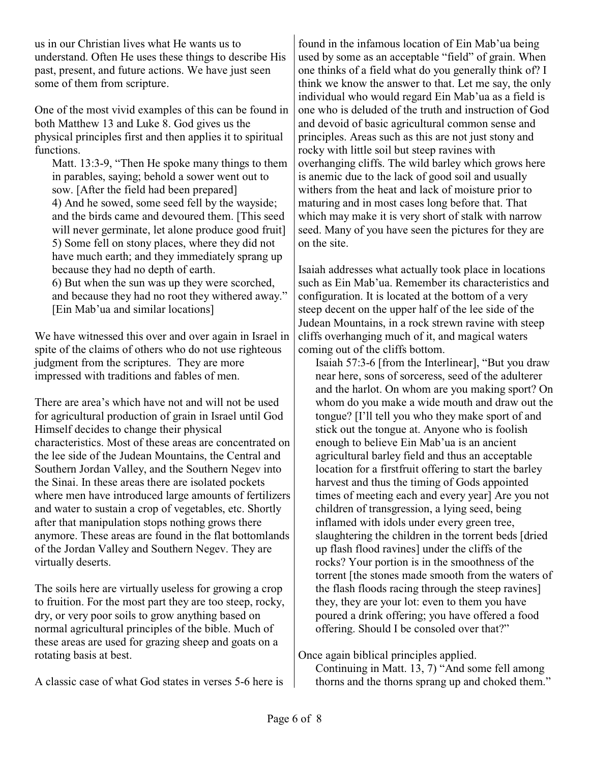us in our Christian lives what He wants us to understand. Often He uses these things to describe His past, present, and future actions. We have just seen some of them from scripture.

One of the most vivid examples of this can be found in both Matthew 13 and Luke 8. God gives us the physical principles first and then applies it to spiritual functions.

> Matt. 13:3-9, "Then He spoke many things to them in parables, saying; behold a sower went out to sow. [After the field had been prepared]
> 4) And he sowed, some seed fell by the wayside; and the birds came and devoured them. [This seed will never germinate, let alone produce good fruit]
> 5) Some fell on stony places, where they did not have much earth; and they immediately sprang up because they had no depth of earth.
> 6) But when the sun was up they were scorched, and because they had no root they withered away." [Ein Mab'ua and similar locations]

We have witnessed this over and over again in Israel in spite of the claims of others who do not use righteous judgment from the scriptures. They are more impressed with traditions and fables of men.

There are area's which have not and will not be used for agricultural production of grain in Israel until God Himself decides to change their physical characteristics. Most of these areas are concentrated on the lee side of the Judean Mountains, the Central and Southern Jordan Valley, and the Southern Negev into the Sinai. In these areas there are isolated pockets where men have introduced large amounts of fertilizers and water to sustain a crop of vegetables, etc. Shortly after that manipulation stops nothing grows there anymore. These areas are found in the flat bottomlands of the Jordan Valley and Southern Negev. They are virtually deserts.

The soils here are virtually useless for growing a crop to fruition. For the most part they are too steep, rocky, dry, or very poor soils to grow anything based on normal agricultural principles of the bible. Much of these areas are used for grazing sheep and goats on a rotating basis at best.

A classic case of what God states in verses 5-6 here is found in the infamous location of Ein Mab'ua being used by some as an acceptable "field" of grain. When one thinks of a field what do you generally think of? I think we know the answer to that. Let me say, the only individual who would regard Ein Mab'ua as a field is one who is deluded of the truth and instruction of God and devoid of basic agricultural common sense and principles. Areas such as this are not just stony and rocky with little soil but steep ravines with overhanging cliffs. The wild barley which grows here is anemic due to the lack of good soil and usually withers from the heat and lack of moisture prior to maturing and in most cases long before that. That which may make it is very short of stalk with narrow seed. Many of you have seen the pictures for they are on the site.

Isaiah addresses what actually took place in locations such as Ein Mab'ua. Remember its characteristics and configuration. It is located at the bottom of a very steep decent on the upper half of the lee side of the Judean Mountains, in a rock strewn ravine with steep cliffs overhanging much of it, and magical waters coming out of the cliffs bottom.

> Isaiah 57:3-6 [from the Interlinear], "But you draw near here, sons of sorceress, seed of the adulterer and the harlot. On whom are you making sport? On whom do you make a wide mouth and draw out the tongue? [I'll tell you who they make sport of and stick out the tongue at. Anyone who is foolish enough to believe Ein Mab'ua is an ancient agricultural barley field and thus an acceptable location for a firstfruit offering to start the barley harvest and thus the timing of Gods appointed times of meeting each and every year] Are you not children of transgression, a lying seed, being inflamed with idols under every green tree, slaughtering the children in the torrent beds [dried up flash flood ravines] under the cliffs of the rocks? Your portion is in the smoothness of the torrent [the stones made smooth from the waters of the flash floods racing through the steep ravines] they, they are your lot: even to them you have poured a drink offering; you have offered a food offering. Should I be consoled over that?"

Once again biblical principles applied.

> Continuing in Matt. 13, 7) "And some fell among thorns and the thorns sprang up and choked them."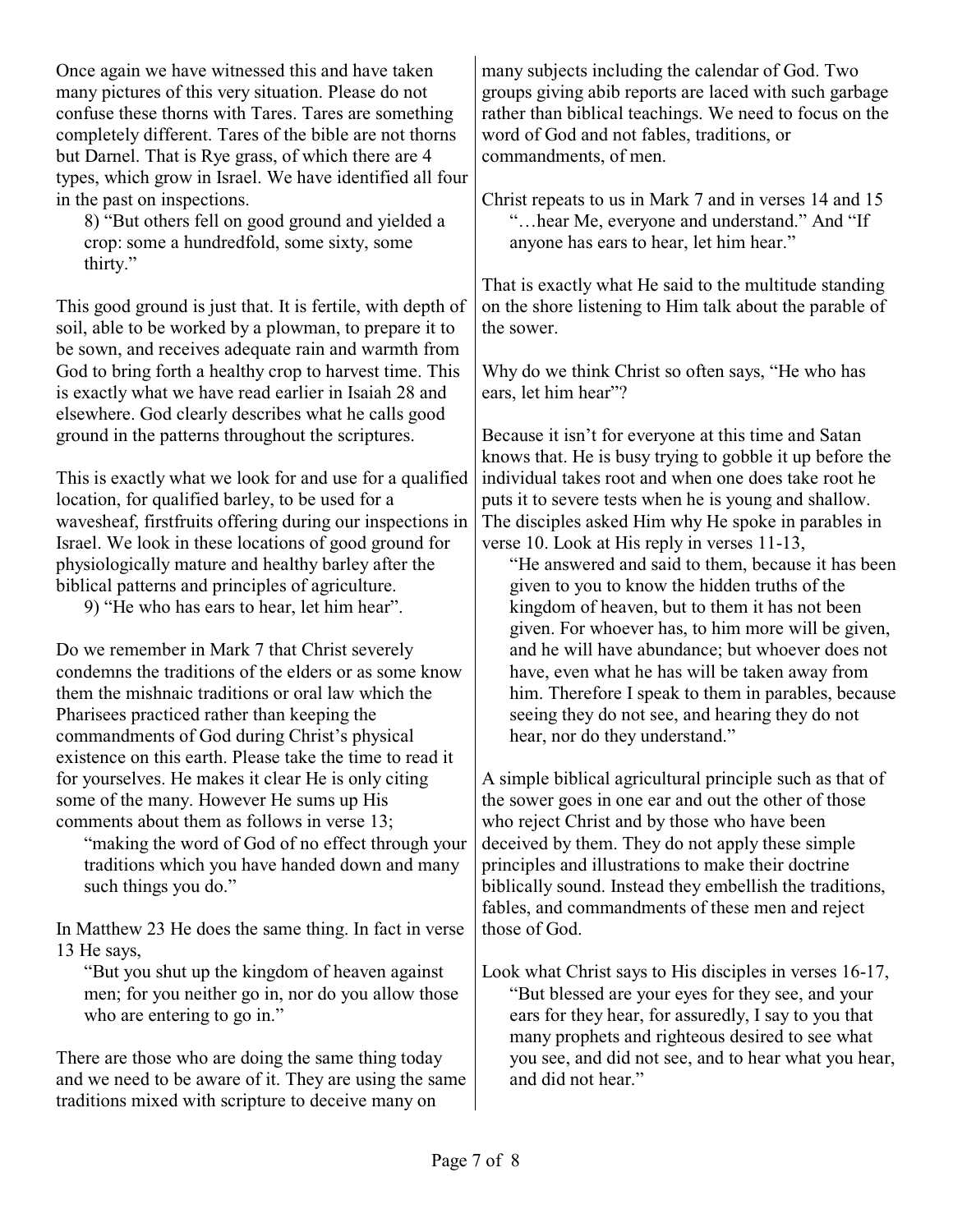Once again we have witnessed this and have taken many pictures of this very situation. Please do not confuse these thorns with Tares. Tares are something completely different. Tares of the bible are not thorns but Darnel. That is Rye grass, of which there are 4 types, which grow in Israel. We have identified all four in the past on inspections.

> 8) "But others fell on good ground and yielded a crop: some a hundredfold, some sixty, some thirty."

This good ground is just that. It is fertile, with depth of soil, able to be worked by a plowman, to prepare it to be sown, and receives adequate rain and warmth from God to bring forth a healthy crop to harvest time. This is exactly what we have read earlier in Isaiah 28 and elsewhere. God clearly describes what he calls good ground in the patterns throughout the scriptures.

This is exactly what we look for and use for a qualified location, for qualified barley, to be used for a wavesheaf, firstfruits offering during our inspections in Israel. We look in these locations of good ground for physiologically mature and healthy barley after the biblical patterns and principles of agriculture.

> 9) "He who has ears to hear, let him hear".

Do we remember in Mark 7 that Christ severely condemns the traditions of the elders or as some know them the mishnaic traditions or oral law which the Pharisees practiced rather than keeping the commandments of God during Christ's physical existence on this earth. Please take the time to read it for yourselves. He makes it clear He is only citing some of the many. However He sums up His comments about them as follows in verse 13;

> "making the word of God of no effect through your traditions which you have handed down and many such things you do."

In Matthew 23 He does the same thing. In fact in verse 13 He says,

> "But you shut up the kingdom of heaven against men; for you neither go in, nor do you allow those who are entering to go in."

There are those who are doing the same thing today and we need to be aware of it. They are using the same traditions mixed with scripture to deceive many on many subjects including the calendar of God. Two groups giving abib reports are laced with such garbage rather than biblical teachings. We need to focus on the word of God and not fables, traditions, or commandments, of men.

Christ repeats to us in Mark 7 and in verses 14 and 15

> "…hear Me, everyone and understand." And "If anyone has ears to hear, let him hear."

That is exactly what He said to the multitude standing on the shore listening to Him talk about the parable of the sower.

Why do we think Christ so often says, "He who has ears, let him hear"?

Because it isn't for everyone at this time and Satan knows that. He is busy trying to gobble it up before the individual takes root and when one does take root he puts it to severe tests when he is young and shallow. The disciples asked Him why He spoke in parables in verse 10. Look at His reply in verses 11-13,

> "He answered and said to them, because it has been given to you to know the hidden truths of the kingdom of heaven, but to them it has not been given. For whoever has, to him more will be given, and he will have abundance; but whoever does not have, even what he has will be taken away from him. Therefore I speak to them in parables, because seeing they do not see, and hearing they do not hear, nor do they understand."

A simple biblical agricultural principle such as that of the sower goes in one ear and out the other of those who reject Christ and by those who have been deceived by them. They do not apply these simple principles and illustrations to make their doctrine biblically sound. Instead they embellish the traditions, fables, and commandments of these men and reject those of God.

Look what Christ says to His disciples in verses 16-17,

> "But blessed are your eyes for they see, and your ears for they hear, for assuredly, I say to you that many prophets and righteous desired to see what you see, and did not see, and to hear what you hear, and did not hear."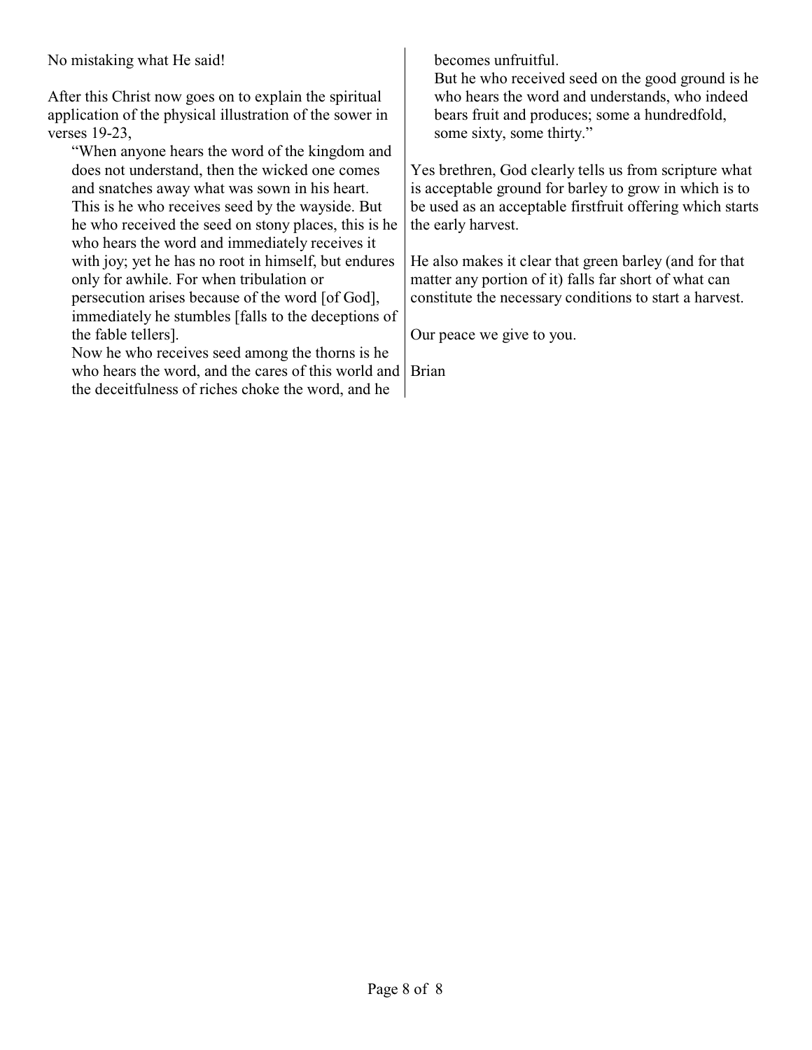No mistaking what He said!

After this Christ now goes on to explain the spiritual application of the physical illustration of the sower in verses 19-23,

> "When anyone hears the word of the kingdom and does not understand, then the wicked one comes and snatches away what was sown in his heart. This is he who receives seed by the wayside. But he who received the seed on stony places, this is he who hears the word and immediately receives it with joy; yet he has no root in himself, but endures only for awhile. For when tribulation or persecution arises because of the word [of God], immediately he stumbles [falls to the deceptions of the fable tellers].
>
> Now he who receives seed among the thorns is he who hears the word, and the cares of this world and the deceitfulness of riches choke the word, and he becomes unfruitful.
>
> But he who received seed on the good ground is he who hears the word and understands, who indeed bears fruit and produces; some a hundredfold, some sixty, some thirty."

Yes brethren, God clearly tells us from scripture what is acceptable ground for barley to grow in which is to be used as an acceptable firstfruit offering which starts the early harvest.

He also makes it clear that green barley (and for that matter any portion of it) falls far short of what can constitute the necessary conditions to start a harvest.

Our peace we give to you.

Brian